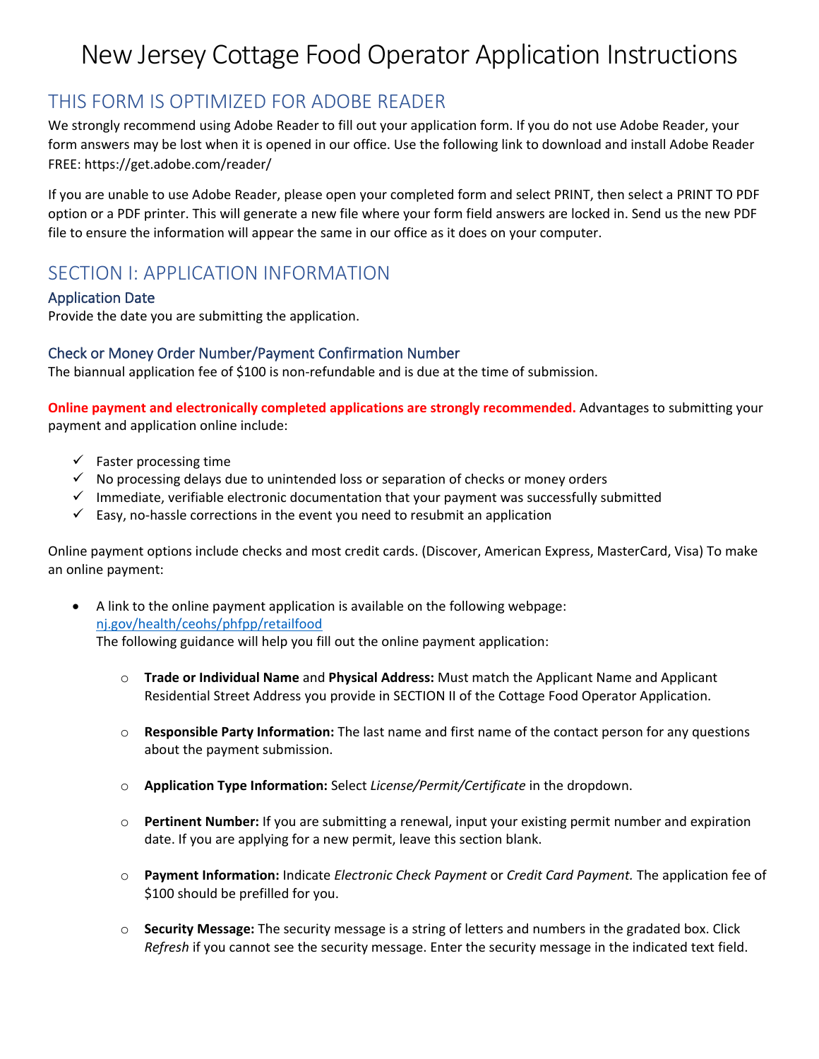# New Jersey Cottage Food Operator Application Instructions

## THIS FORM IS OPTIMIZED FOR ADOBE READER

We strongly recommend using Adobe Reader to fill out your application form. If you do not use Adobe Reader, your form answers may be lost when it is opened in our office. Use the following link to download and install Adobe Reader FREE: https://get.adobe.com/reader/

If you are unable to use Adobe Reader, please open your completed form and select PRINT, then select a PRINT TO PDF option or a PDF printer. This will generate a new file where your form field answers are locked in. Send us the new PDF file to ensure the information will appear the same in our office as it does on your computer.

## SECTION I: APPLICATION INFORMATION

### Application Date

Provide the date you are submitting the application.

### Check or Money Order Number/Payment Confirmation Number

The biannual application fee of $100 is non-refundable and is due at the time of submission.

**Online payment and electronically completed applications are strongly recommended.** Advantages to submitting your payment and application online include:

- ✓ Faster processing time
- ✓ No processing delays due to unintended loss or separation of checks or money orders
- ✓ Immediate, verifiable electronic documentation that your payment was successfully submitted
- ✓ Easy, no-hassle corrections in the event you need to resubmit an application

Online payment options include checks and most credit cards. (Discover, American Express, MasterCard, Visa) To make an online payment:

- A link to the online payment application is available on the following webpage: [nj.gov/health/ceohs/phfpp/retailfood](nj.gov/health/ceohs/phfpp/retailfood)
  The following guidance will help you fill out the online payment application:
  - **Trade or Individual Name** and **Physical Address:** Must match the Applicant Name and Applicant Residential Street Address you provide in SECTION II of the Cottage Food Operator Application.
  - **Responsible Party Information:** The last name and first name of the contact person for any questions about the payment submission.
  - **Application Type Information:** Select *License/Permit/Certificate* in the dropdown.
  - **Pertinent Number:** If you are submitting a renewal, input your existing permit number and expiration date. If you are applying for a new permit, leave this section blank.
  - **Payment Information:** Indicate *Electronic Check Payment* or *Credit Card Payment.* The application fee of $100 should be prefilled for you.
  - **Security Message:** The security message is a string of letters and numbers in the gradated box. Click *Refresh* if you cannot see the security message. Enter the security message in the indicated text field.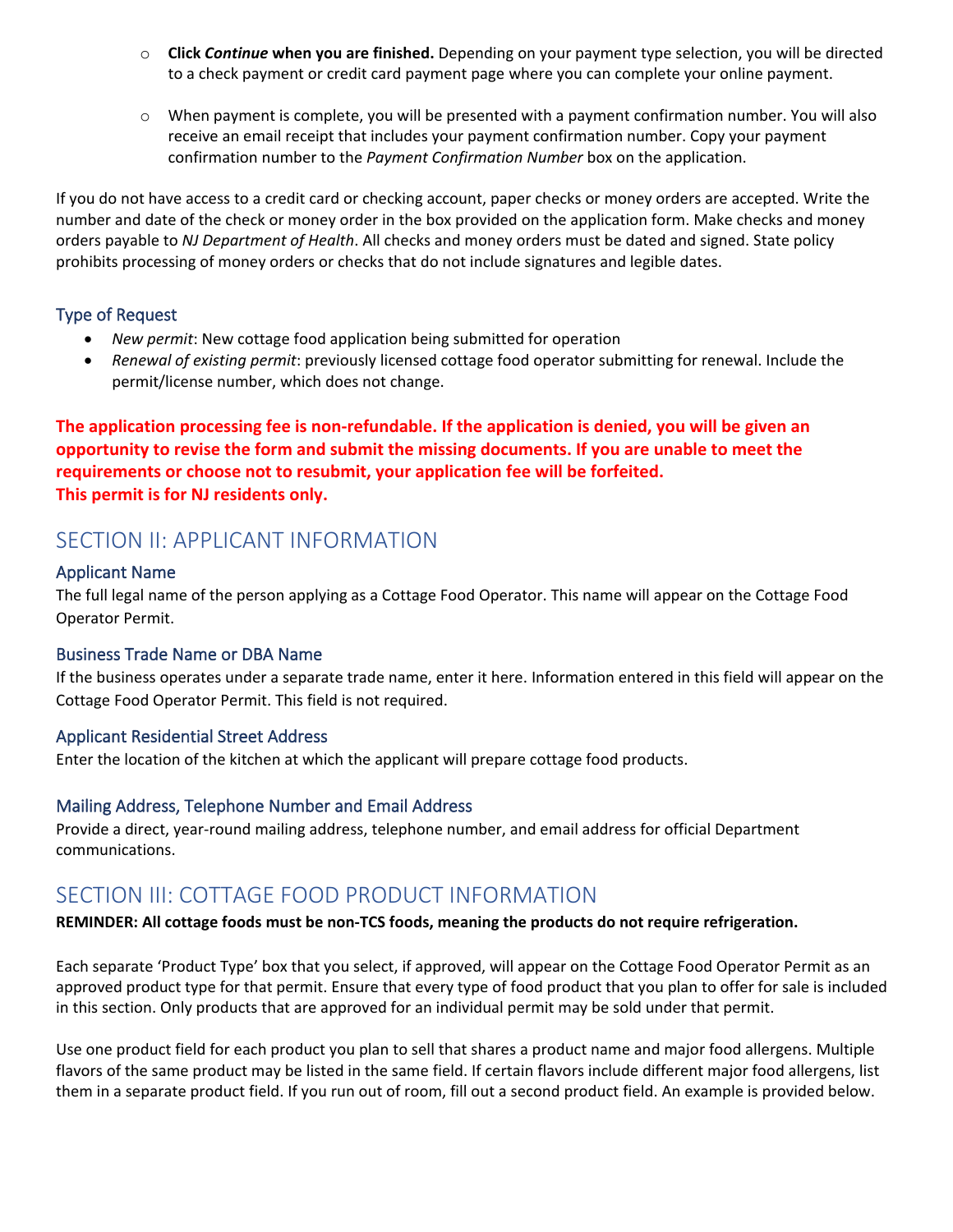- **Click *Continue* when you are finished.** Depending on your payment type selection, you will be directed to a check payment or credit card payment page where you can complete your online payment.
- When payment is complete, you will be presented with a payment confirmation number. You will also receive an email receipt that includes your payment confirmation number. Copy your payment confirmation number to the *Payment Confirmation Number* box on the application.

If you do not have access to a credit card or checking account, paper checks or money orders are accepted. Write the number and date of the check or money order in the box provided on the application form. Make checks and money orders payable to *NJ Department of Health*. All checks and money orders must be dated and signed. State policy prohibits processing of money orders or checks that do not include signatures and legible dates.

### Type of Request

- *New permit*: New cottage food application being submitted for operation
- *Renewal of existing permit*: previously licensed cottage food operator submitting for renewal. Include the permit/license number, which does not change.

**The application processing fee is non-refundable. If the application is denied, you will be given an opportunity to revise the form and submit the missing documents. If you are unable to meet the requirements or choose not to resubmit, your application fee will be forfeited.**
**This permit is for NJ residents only.**

## SECTION II: APPLICANT INFORMATION

### Applicant Name

The full legal name of the person applying as a Cottage Food Operator. This name will appear on the Cottage Food Operator Permit.

### Business Trade Name or DBA Name

If the business operates under a separate trade name, enter it here. Information entered in this field will appear on the Cottage Food Operator Permit. This field is not required.

### Applicant Residential Street Address

Enter the location of the kitchen at which the applicant will prepare cottage food products.

### Mailing Address, Telephone Number and Email Address

Provide a direct, year-round mailing address, telephone number, and email address for official Department communications.

## SECTION III: COTTAGE FOOD PRODUCT INFORMATION

**REMINDER: All cottage foods must be non-TCS foods, meaning the products do not require refrigeration.**

Each separate 'Product Type' box that you select, if approved, will appear on the Cottage Food Operator Permit as an approved product type for that permit. Ensure that every type of food product that you plan to offer for sale is included in this section. Only products that are approved for an individual permit may be sold under that permit.

Use one product field for each product you plan to sell that shares a product name and major food allergens. Multiple flavors of the same product may be listed in the same field. If certain flavors include different major food allergens, list them in a separate product field. If you run out of room, fill out a second product field. An example is provided below.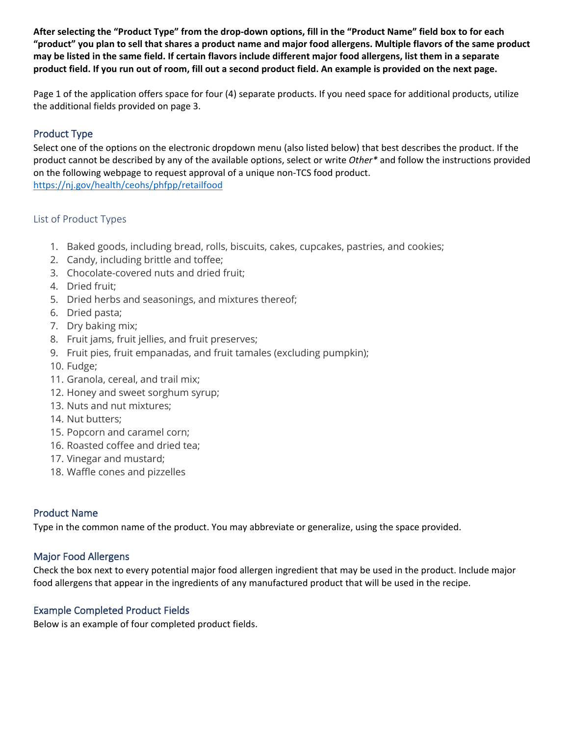**After selecting the "Product Type" from the drop-down options, fill in the "Product Name" field box to for each "product" you plan to sell that shares a product name and major food allergens. Multiple flavors of the same product may be listed in the same field. If certain flavors include different major food allergens, list them in a separate product field. If you run out of room, fill out a second product field. An example is provided on the next page.**

Page 1 of the application offers space for four (4) separate products. If you need space for additional products, utilize the additional fields provided on page 3.

## Product Type

Select one of the options on the electronic dropdown menu (also listed below) that best describes the product. If the product cannot be described by any of the available options, select or write *Other** and follow the instructions provided on the following webpage to request approval of a unique non-TCS food product.
https://nj.gov/health/ceohs/phfpp/retailfood

### List of Product Types

1. Baked goods, including bread, rolls, biscuits, cakes, cupcakes, pastries, and cookies;
2. Candy, including brittle and toffee;
3. Chocolate-covered nuts and dried fruit;
4. Dried fruit;
5. Dried herbs and seasonings, and mixtures thereof;
6. Dried pasta;
7. Dry baking mix;
8. Fruit jams, fruit jellies, and fruit preserves;
9. Fruit pies, fruit empanadas, and fruit tamales (excluding pumpkin);
10. Fudge;
11. Granola, cereal, and trail mix;
12. Honey and sweet sorghum syrup;
13. Nuts and nut mixtures;
14. Nut butters;
15. Popcorn and caramel corn;
16. Roasted coffee and dried tea;
17. Vinegar and mustard;
18. Waffle cones and pizzelles

## Product Name

Type in the common name of the product. You may abbreviate or generalize, using the space provided.

## Major Food Allergens

Check the box next to every potential major food allergen ingredient that may be used in the product. Include major food allergens that appear in the ingredients of any manufactured product that will be used in the recipe.

## Example Completed Product Fields

Below is an example of four completed product fields.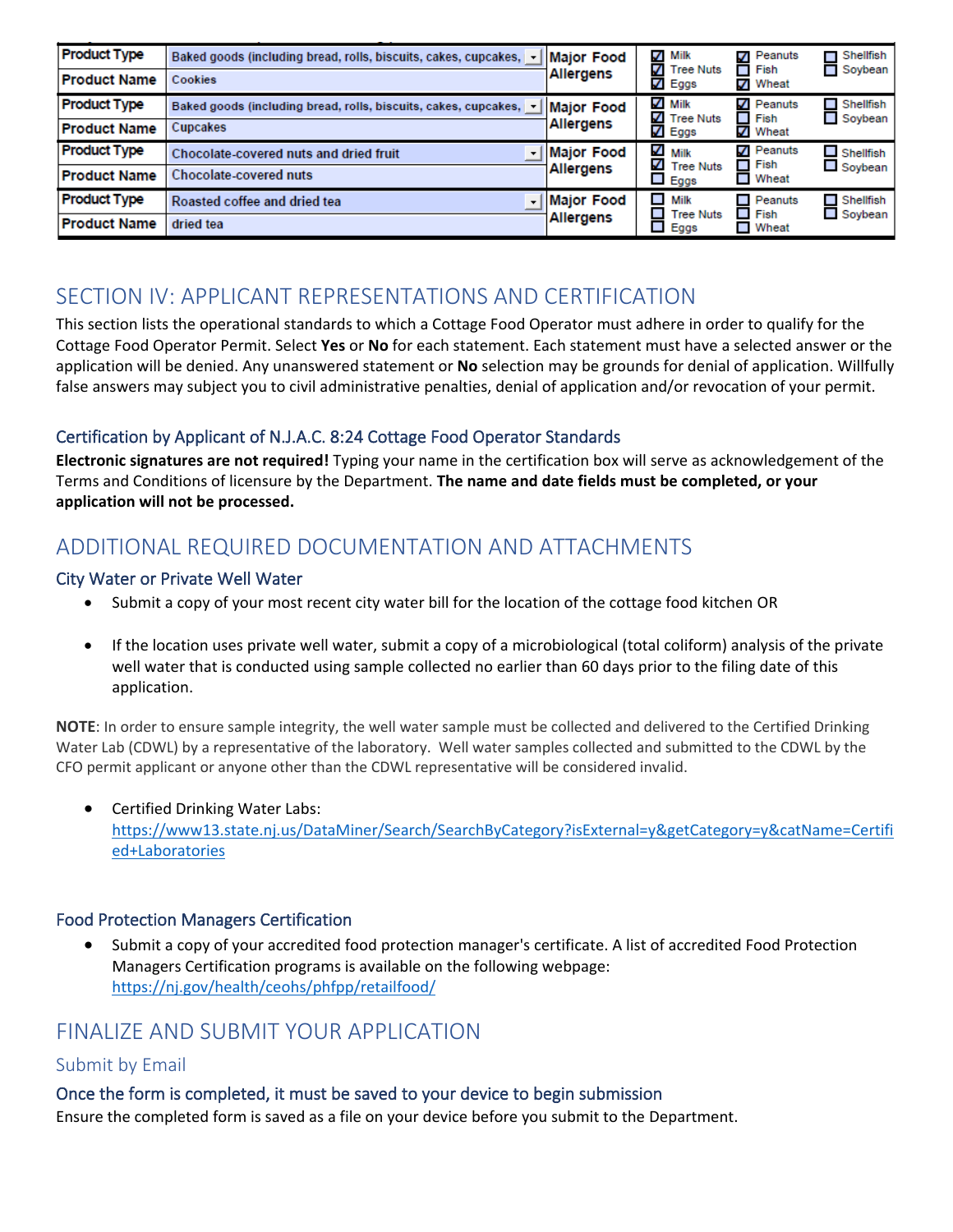| Product Type | Baked goods (including bread, rolls, biscuits, cakes, cupcakes, | Major Food Allergens | ☑ Milk ☑ Tree Nuts ☑ Eggs | ☑ Peanuts ☐ Fish ☑ Wheat | ☐ Shellfish ☐ Soybean |
|---|---|---|---|---|---|
| Product Name | Cookies | | | | |
| Product Type | Baked goods (including bread, rolls, biscuits, cakes, cupcakes, | Major Food Allergens | ☑ Milk ☑ Tree Nuts ☑ Eggs | ☑ Peanuts ☐ Fish ☑ Wheat | ☐ Shellfish ☐ Soybean |
| Product Name | Cupcakes | | | | |
| Product Type | Chocolate-covered nuts and dried fruit | Major Food Allergens | ☑ Milk ☑ Tree Nuts ☐ Eggs | ☑ Peanuts ☐ Fish ☐ Wheat | ☐ Shellfish ☐ Soybean |
| Product Name | Chocolate-covered nuts | | | | |
| Product Type | Roasted coffee and dried tea | Major Food Allergens | ☐ Milk ☐ Tree Nuts ☐ Eggs | ☐ Peanuts ☐ Fish ☐ Wheat | ☐ Shellfish ☐ Soybean |
| Product Name | dried tea | | | | |

## SECTION IV: APPLICANT REPRESENTATIONS AND CERTIFICATION

This section lists the operational standards to which a Cottage Food Operator must adhere in order to qualify for the Cottage Food Operator Permit. Select **Yes** or **No** for each statement. Each statement must have a selected answer or the application will be denied. Any unanswered statement or **No** selection may be grounds for denial of application. Willfully false answers may subject you to civil administrative penalties, denial of application and/or revocation of your permit.

### Certification by Applicant of N.J.A.C. 8:24 Cottage Food Operator Standards

**Electronic signatures are not required!** Typing your name in the certification box will serve as acknowledgement of the Terms and Conditions of licensure by the Department. **The name and date fields must be completed, or your application will not be processed.**

## ADDITIONAL REQUIRED DOCUMENTATION AND ATTACHMENTS

### City Water or Private Well Water

- Submit a copy of your most recent city water bill for the location of the cottage food kitchen OR
- If the location uses private well water, submit a copy of a microbiological (total coliform) analysis of the private well water that is conducted using sample collected no earlier than 60 days prior to the filing date of this application.

**NOTE**: In order to ensure sample integrity, the well water sample must be collected and delivered to the Certified Drinking Water Lab (CDWL) by a representative of the laboratory. Well water samples collected and submitted to the CDWL by the CFO permit applicant or anyone other than the CDWL representative will be considered invalid.

- Certified Drinking Water Labs: https://www13.state.nj.us/DataMiner/Search/SearchByCategory?isExternal=y&getCategory=y&catName=Certified+Laboratories

### Food Protection Managers Certification

- Submit a copy of your accredited food protection manager's certificate. A list of accredited Food Protection Managers Certification programs is available on the following webpage: https://nj.gov/health/ceohs/phfpp/retailfood/

## FINALIZE AND SUBMIT YOUR APPLICATION

### Submit by Email

### Once the form is completed, it must be saved to your device to begin submission

Ensure the completed form is saved as a file on your device before you submit to the Department.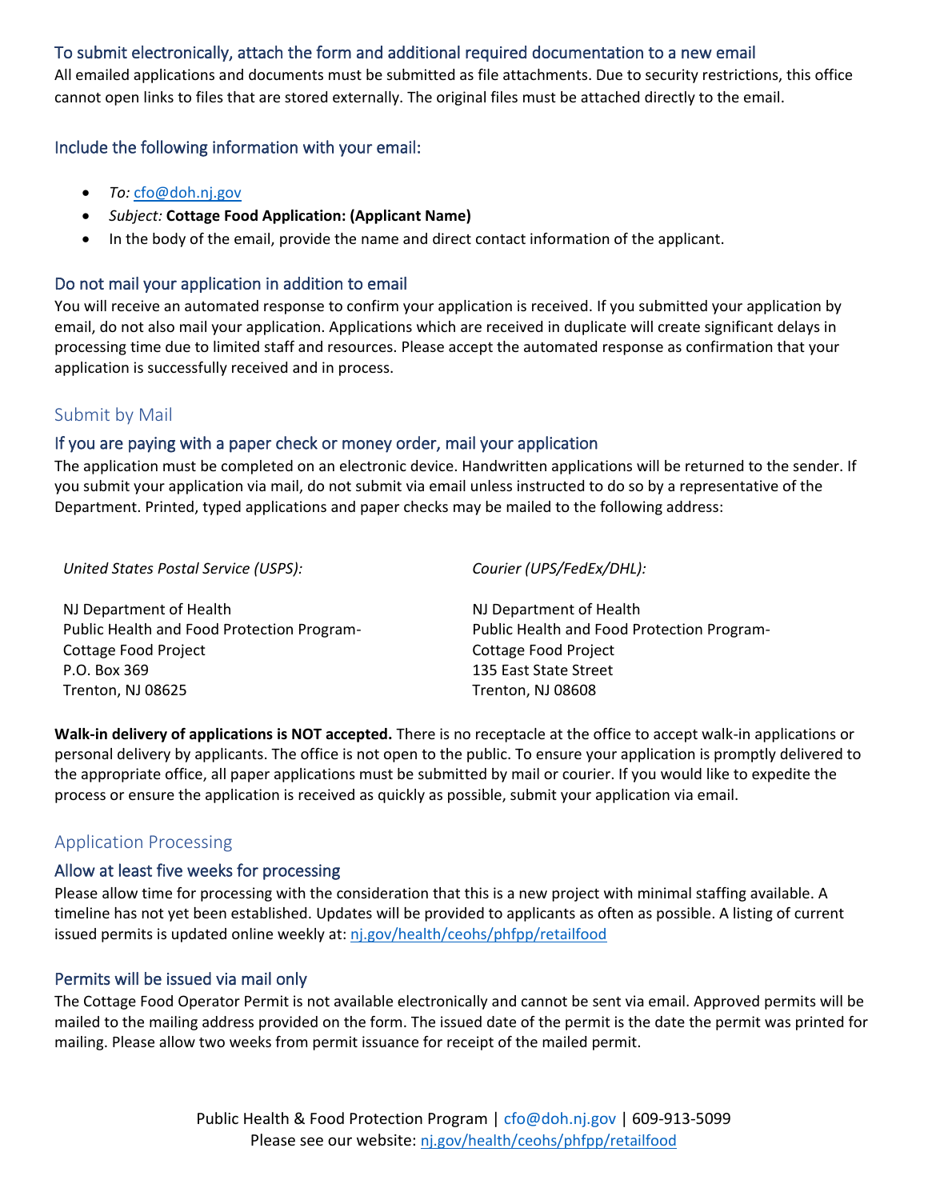### To submit electronically, attach the form and additional required documentation to a new email

All emailed applications and documents must be submitted as file attachments. Due to security restrictions, this office cannot open links to files that are stored externally. The original files must be attached directly to the email.

### Include the following information with your email:

- *To:* cfo@doh.nj.gov
- *Subject:* **Cottage Food Application: (Applicant Name)**
- In the body of the email, provide the name and direct contact information of the applicant.

### Do not mail your application in addition to email

You will receive an automated response to confirm your application is received. If you submitted your application by email, do not also mail your application. Applications which are received in duplicate will create significant delays in processing time due to limited staff and resources. Please accept the automated response as confirmation that your application is successfully received and in process.

## Submit by Mail

### If you are paying with a paper check or money order, mail your application

The application must be completed on an electronic device. Handwritten applications will be returned to the sender. If you submit your application via mail, do not submit via email unless instructed to do so by a representative of the Department. Printed, typed applications and paper checks may be mailed to the following address:

*United States Postal Service (USPS):*

NJ Department of Health
Public Health and Food Protection Program-
Cottage Food Project
P.O. Box 369
Trenton, NJ 08625

*Courier (UPS/FedEx/DHL):*

NJ Department of Health
Public Health and Food Protection Program-
Cottage Food Project
135 East State Street
Trenton, NJ 08608

**Walk-in delivery of applications is NOT accepted.** There is no receptacle at the office to accept walk-in applications or personal delivery by applicants. The office is not open to the public. To ensure your application is promptly delivered to the appropriate office, all paper applications must be submitted by mail or courier. If you would like to expedite the process or ensure the application is received as quickly as possible, submit your application via email.

## Application Processing

### Allow at least five weeks for processing

Please allow time for processing with the consideration that this is a new project with minimal staffing available. A timeline has not yet been established. Updates will be provided to applicants as often as possible. A listing of current issued permits is updated online weekly at: nj.gov/health/ceohs/phfpp/retailfood

### Permits will be issued via mail only

The Cottage Food Operator Permit is not available electronically and cannot be sent via email. Approved permits will be mailed to the mailing address provided on the form. The issued date of the permit is the date the permit was printed for mailing. Please allow two weeks from permit issuance for receipt of the mailed permit.

Public Health & Food Protection Program | cfo@doh.nj.gov | 609-913-5099
Please see our website: nj.gov/health/ceohs/phfpp/retailfood